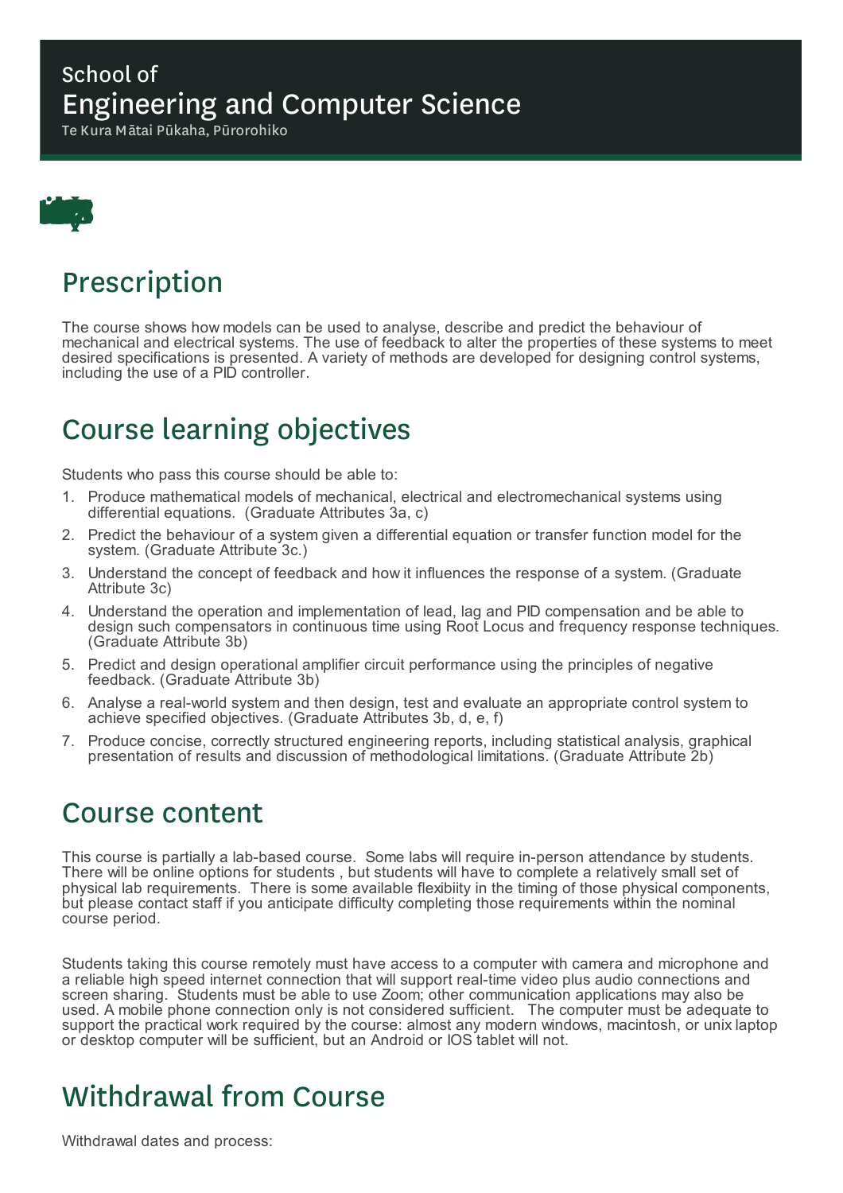School of

# Engineering and Computer Science

Te Kura Mātai Pūkaha, Pūrorohiko

## Prescription

The course shows how models can be used to analyse, describe and predict the behaviour of mechanical and electrical systems. The use of feedback to alter the properties of these systems to meet desired specifications is presented. A variety of methods are developed for designing control systems, including the use of a PID controller.

## Course learning objectives

Students who pass this course should be able to:

1. Produce mathematical models of mechanical, electrical and electromechanical systems using differential equations. (Graduate Attributes 3a, c)
2. Predict the behaviour of a system given a differential equation or transfer function model for the system. (Graduate Attribute 3c.)
3. Understand the concept of feedback and how it influences the response of a system. (Graduate Attribute 3c)
4. Understand the operation and implementation of lead, lag and PID compensation and be able to design such compensators in continuous time using Root Locus and frequency response techniques. (Graduate Attribute 3b)
5. Predict and design operational amplifier circuit performance using the principles of negative feedback. (Graduate Attribute 3b)
6. Analyse a real-world system and then design, test and evaluate an appropriate control system to achieve specified objectives. (Graduate Attributes 3b, d, e, f)
7. Produce concise, correctly structured engineering reports, including statistical analysis, graphical presentation of results and discussion of methodological limitations. (Graduate Attribute 2b)

## Course content

This course is partially a lab-based course. Some labs will require in-person attendance by students. There will be online options for students , but students will have to complete a relatively small set of physical lab requirements. There is some available flexibility in the timing of those physical components, but please contact staff if you anticipate difficulty completing those requirements within the nominal course period.

Students taking this course remotely must have access to a computer with camera and microphone and a reliable high speed internet connection that will support real-time video plus audio connections and screen sharing. Students must be able to use Zoom; other communication applications may also be used. A mobile phone connection only is not considered sufficient. The computer must be adequate to support the practical work required by the course: almost any modern windows, macintosh, or unix laptop or desktop computer will be sufficient, but an Android or IOS tablet will not.

## Withdrawal from Course

Withdrawal dates and process: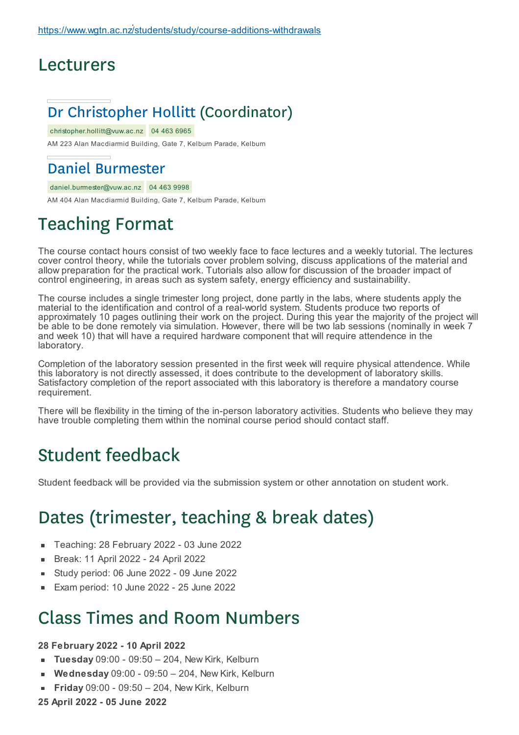https://www.wgtn.ac.nz/students/study/course-additions-withdrawals

# Lecturers

## Dr Christopher Hollitt (Coordinator)

christopher.hollitt@vuw.ac.nz 04 463 6965

AM 223 Alan Macdiarmid Building, Gate 7, Kelburn Parade, Kelburn

## Daniel Burmester

daniel.burmester@vuw.ac.nz 04 463 9998

AM 404 Alan Macdiarmid Building, Gate 7, Kelburn Parade, Kelburn

# Teaching Format

The course contact hours consist of two weekly face to face lectures and a weekly tutorial. The lectures cover control theory, while the tutorials cover problem solving, discuss applications of the material and allow preparation for the practical work. Tutorials also allow for discussion of the broader impact of control engineering, in areas such as system safety, energy efficiency and sustainability.

The course includes a single trimester long project, done partly in the labs, where students apply the material to the identification and control of a real-world system. Students produce two reports of approximately 10 pages outlining their work on the project. During this year the majority of the project will be able to be done remotely via simulation. However, there will be two lab sessions (nominally in week 7 and week 10) that will have a required hardware component that will require attendence in the laboratory.

Completion of the laboratory session presented in the first week will require physical attendence. While this laboratory is not directly assessed, it does contribute to the development of laboratory skills. Satisfactory completion of the report associated with this laboratory is therefore a mandatory course requirement.

There will be flexibility in the timing of the in-person laboratory activities. Students who believe they may have trouble completing them within the nominal course period should contact staff.

# Student feedback

Student feedback will be provided via the submission system or other annotation on student work.

# Dates (trimester, teaching & break dates)

- Teaching: 28 February 2022 - 03 June 2022
- Break: 11 April 2022 - 24 April 2022
- Study period: 06 June 2022 - 09 June 2022
- Exam period: 10 June 2022 - 25 June 2022

# Class Times and Room Numbers

**28 February 2022 - 10 April 2022**

- **Tuesday** 09:00 - 09:50 – 204, New Kirk, Kelburn
- **Wednesday** 09:00 - 09:50 – 204, New Kirk, Kelburn
- **Friday** 09:00 - 09:50 – 204, New Kirk, Kelburn

**25 April 2022 - 05 June 2022**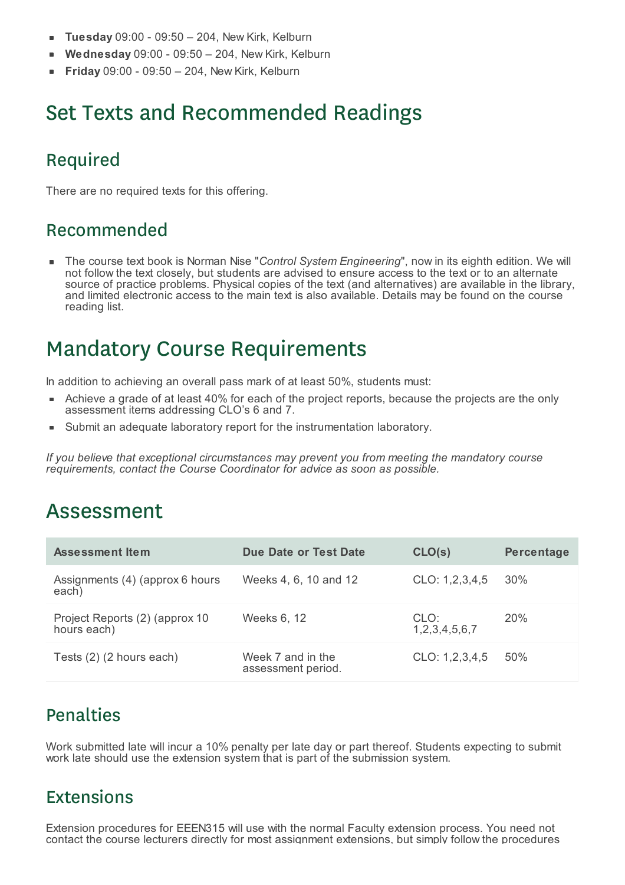- **Tuesday** 09:00 - 09:50 – 204, New Kirk, Kelburn
- **Wednesday** 09:00 - 09:50 – 204, New Kirk, Kelburn
- **Friday** 09:00 - 09:50 – 204, New Kirk, Kelburn

# Set Texts and Recommended Readings

## Required

There are no required texts for this offering.

## Recommended

- The course text book is Norman Nise "*Control System Engineering*", now in its eighth edition. We will not follow the text closely, but students are advised to ensure access to the text or to an alternate source of practice problems. Physical copies of the text (and alternatives) are available in the library, and limited electronic access to the main text is also available. Details may be found on the course reading list.

# Mandatory Course Requirements

In addition to achieving an overall pass mark of at least 50%, students must:

- Achieve a grade of at least 40% for each of the project reports, because the projects are the only assessment items addressing CLO's 6 and 7.
- Submit an adequate laboratory report for the instrumentation laboratory.

*If you believe that exceptional circumstances may prevent you from meeting the mandatory course requirements, contact the Course Coordinator for advice as soon as possible.*

# Assessment

| Assessment Item | Due Date or Test Date | CLO(s) | Percentage |
|---|---|---|---|
| Assignments (4) (approx 6 hours each) | Weeks 4, 6, 10 and 12 | CLO: 1,2,3,4,5 | 30% |
| Project Reports (2) (approx 10 hours each) | Weeks 6, 12 | CLO: 1,2,3,4,5,6,7 | 20% |
| Tests (2) (2 hours each) | Week 7 and in the assessment period. | CLO: 1,2,3,4,5 | 50% |

## Penalties

Work submitted late will incur a 10% penalty per late day or part thereof. Students expecting to submit work late should use the extension system that is part of the submission system.

## Extensions

Extension procedures for EEEN315 will use with the normal Faculty extension process. You need not contact the course lecturers directly for most assignment extensions, but simply follow the procedures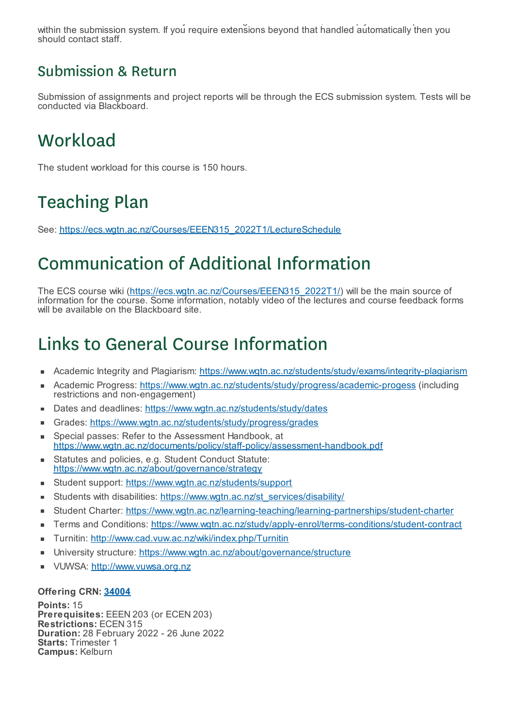within the submission system. If you require extensions beyond that handled automatically then you should contact staff.

## Submission & Return

Submission of assignments and project reports will be through the ECS submission system. Tests will be conducted via Blackboard.

# Workload

The student workload for this course is 150 hours.

# Teaching Plan

See: https://ecs.wgtn.ac.nz/Courses/EEEN315_2022T1/LectureSchedule

# Communication of Additional Information

The ECS course wiki (https://ecs.wgtn.ac.nz/Courses/EEEN315_2022T1/) will be the main source of information for the course. Some information, notably video of the lectures and course feedback forms will be available on the Blackboard site.

# Links to General Course Information

- Academic Integrity and Plagiarism: https://www.wgtn.ac.nz/students/study/exams/integrity-plagiarism
- Academic Progress: https://www.wgtn.ac.nz/students/study/progress/academic-progess (including restrictions and non-engagement)
- Dates and deadlines: https://www.wgtn.ac.nz/students/study/dates
- Grades: https://www.wgtn.ac.nz/students/study/progress/grades
- Special passes: Refer to the Assessment Handbook, at https://www.wgtn.ac.nz/documents/policy/staff-policy/assessment-handbook.pdf
- Statutes and policies, e.g. Student Conduct Statute: https://www.wgtn.ac.nz/about/governance/strategy
- Student support: https://www.wgtn.ac.nz/students/support
- Students with disabilities: https://www.wgtn.ac.nz/st_services/disability/
- Student Charter: https://www.wgtn.ac.nz/learning-teaching/learning-partnerships/student-charter
- Terms and Conditions: https://www.wgtn.ac.nz/study/apply-enrol/terms-conditions/student-contract
- Turnitin: http://www.cad.vuw.ac.nz/wiki/index.php/Turnitin
- University structure: https://www.wgtn.ac.nz/about/governance/structure
- VUWSA: http://www.vuwsa.org.nz

**Offering CRN: 34004**

**Points:** 15
**Prerequisites:** EEEN 203 (or ECEN 203)
**Restrictions:** ECEN 315
**Duration:** 28 February 2022 - 26 June 2022
**Starts:** Trimester 1
**Campus:** Kelburn